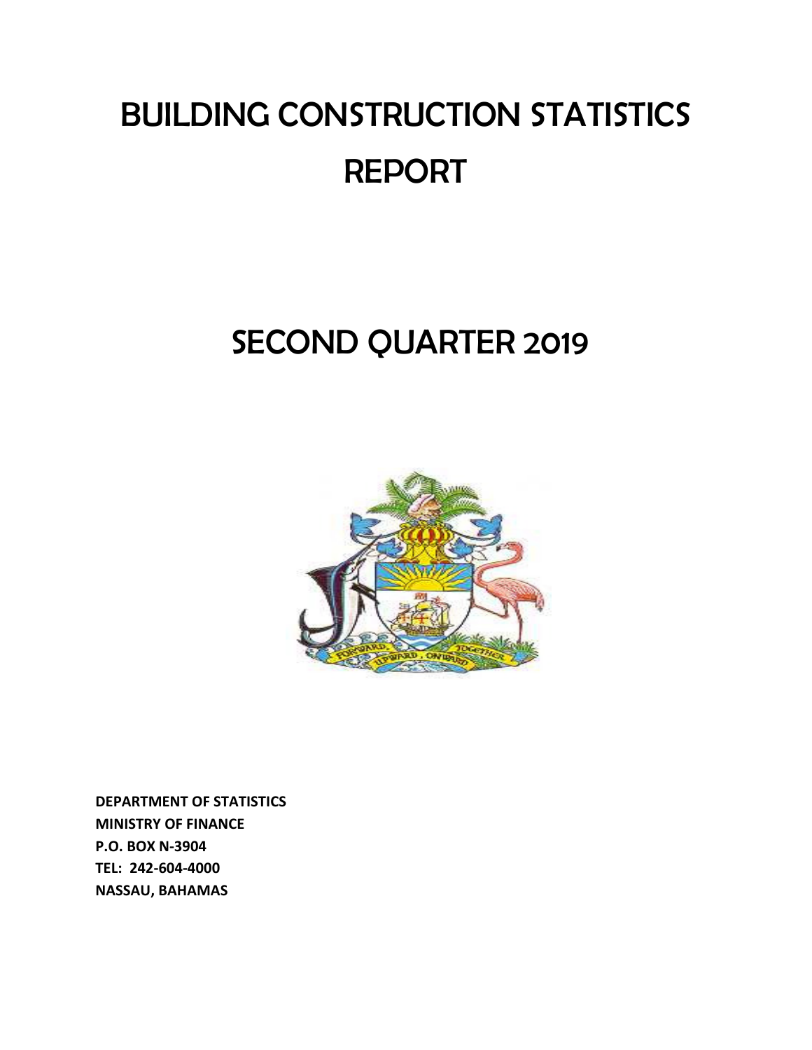# BUILDING CONSTRUCTION STATISTICS REPORT

# SECOND QUARTER 2019

**DEPARTMENT OF STATISTICS**
**MINISTRY OF FINANCE**
**P.O. BOX N-3904**
**TEL: 242-604-4000**
**NASSAU, BAHAMAS**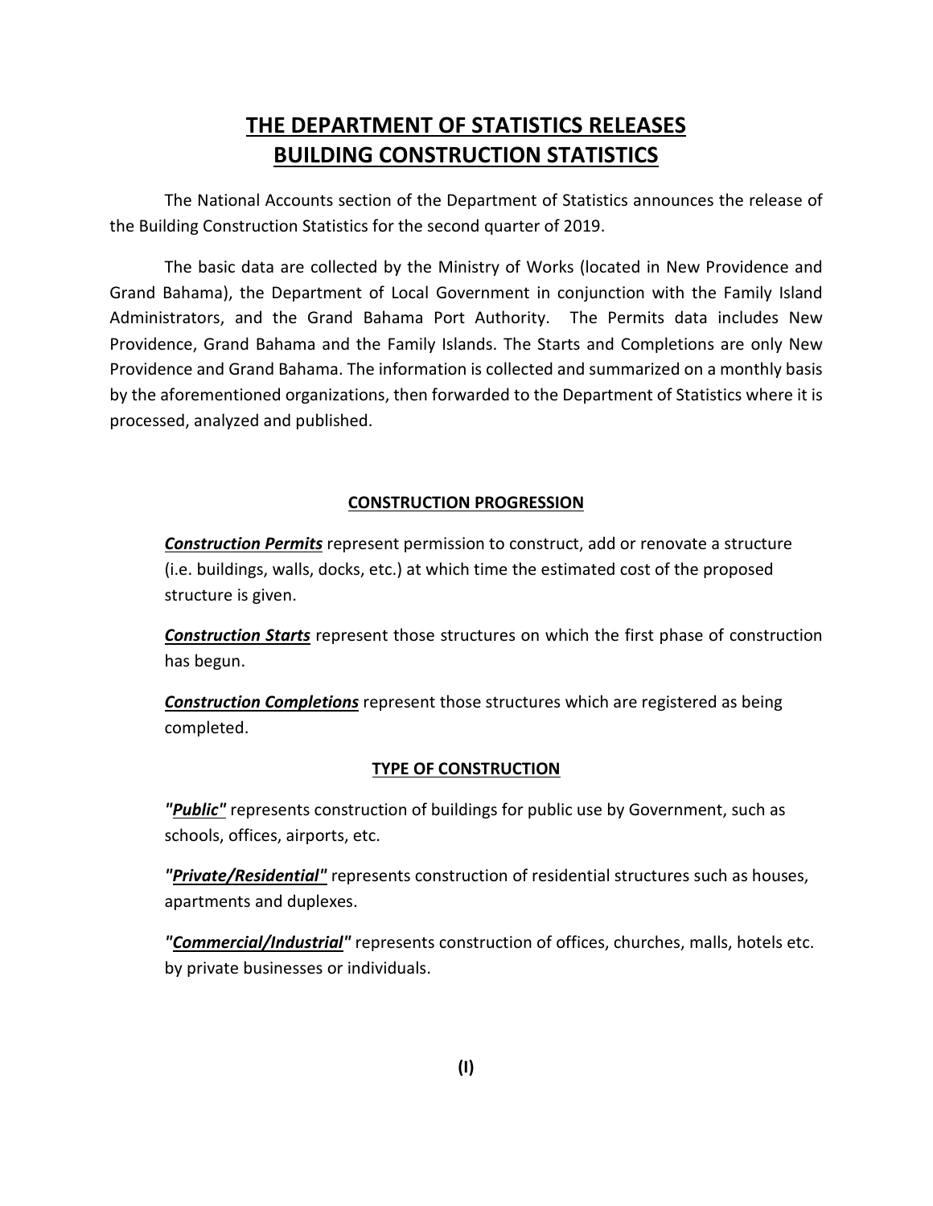# THE DEPARTMENT OF STATISTICS RELEASES BUILDING CONSTRUCTION STATISTICS

The National Accounts section of the Department of Statistics announces the release of the Building Construction Statistics for the second quarter of 2019.

The basic data are collected by the Ministry of Works (located in New Providence and Grand Bahama), the Department of Local Government in conjunction with the Family Island Administrators, and the Grand Bahama Port Authority. The Permits data includes New Providence, Grand Bahama and the Family Islands. The Starts and Completions are only New Providence and Grand Bahama. The information is collected and summarized on a monthly basis by the aforementioned organizations, then forwarded to the Department of Statistics where it is processed, analyzed and published.

## CONSTRUCTION PROGRESSION

***Construction Permits*** represent permission to construct, add or renovate a structure (i.e. buildings, walls, docks, etc.) at which time the estimated cost of the proposed structure is given.

***Construction Starts*** represent those structures on which the first phase of construction has begun.

***Construction Completions*** represent those structures which are registered as being completed.

## TYPE OF CONSTRUCTION

***"Public"*** represents construction of buildings for public use by Government, such as schools, offices, airports, etc.

***"Private/Residential"*** represents construction of residential structures such as houses, apartments and duplexes.

***"Commercial/Industrial"*** represents construction of offices, churches, malls, hotels etc. by private businesses or individuals.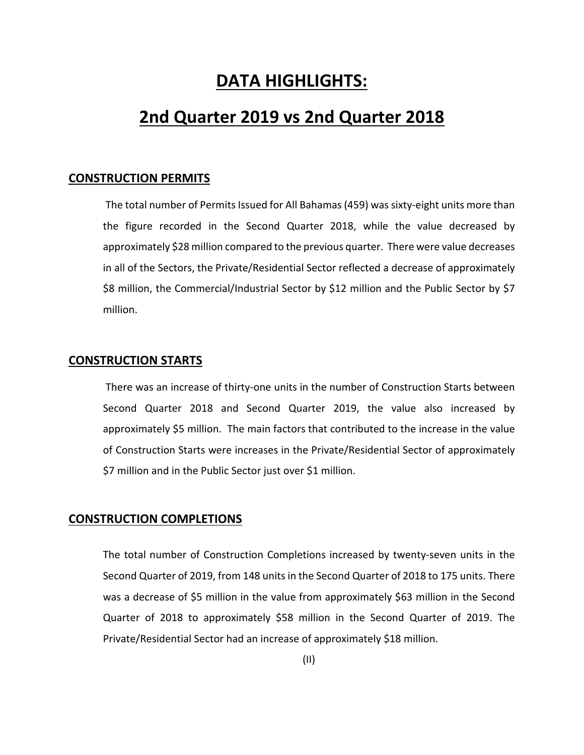# DATA HIGHLIGHTS:

# 2nd Quarter 2019 vs 2nd Quarter 2018

## CONSTRUCTION PERMITS

The total number of Permits Issued for All Bahamas (459) was sixty-eight units more than the figure recorded in the Second Quarter 2018, while the value decreased by approximately $28 million compared to the previous quarter. There were value decreases in all of the Sectors, the Private/Residential Sector reflected a decrease of approximately $8 million, the Commercial/Industrial Sector by $12 million and the Public Sector by $7 million.

## CONSTRUCTION STARTS

There was an increase of thirty-one units in the number of Construction Starts between Second Quarter 2018 and Second Quarter 2019, the value also increased by approximately $5 million. The main factors that contributed to the increase in the value of Construction Starts were increases in the Private/Residential Sector of approximately $7 million and in the Public Sector just over $1 million.

## CONSTRUCTION COMPLETIONS

The total number of Construction Completions increased by twenty-seven units in the Second Quarter of 2019, from 148 units in the Second Quarter of 2018 to 175 units. There was a decrease of $5 million in the value from approximately $63 million in the Second Quarter of 2018 to approximately $58 million in the Second Quarter of 2019. The Private/Residential Sector had an increase of approximately $18 million.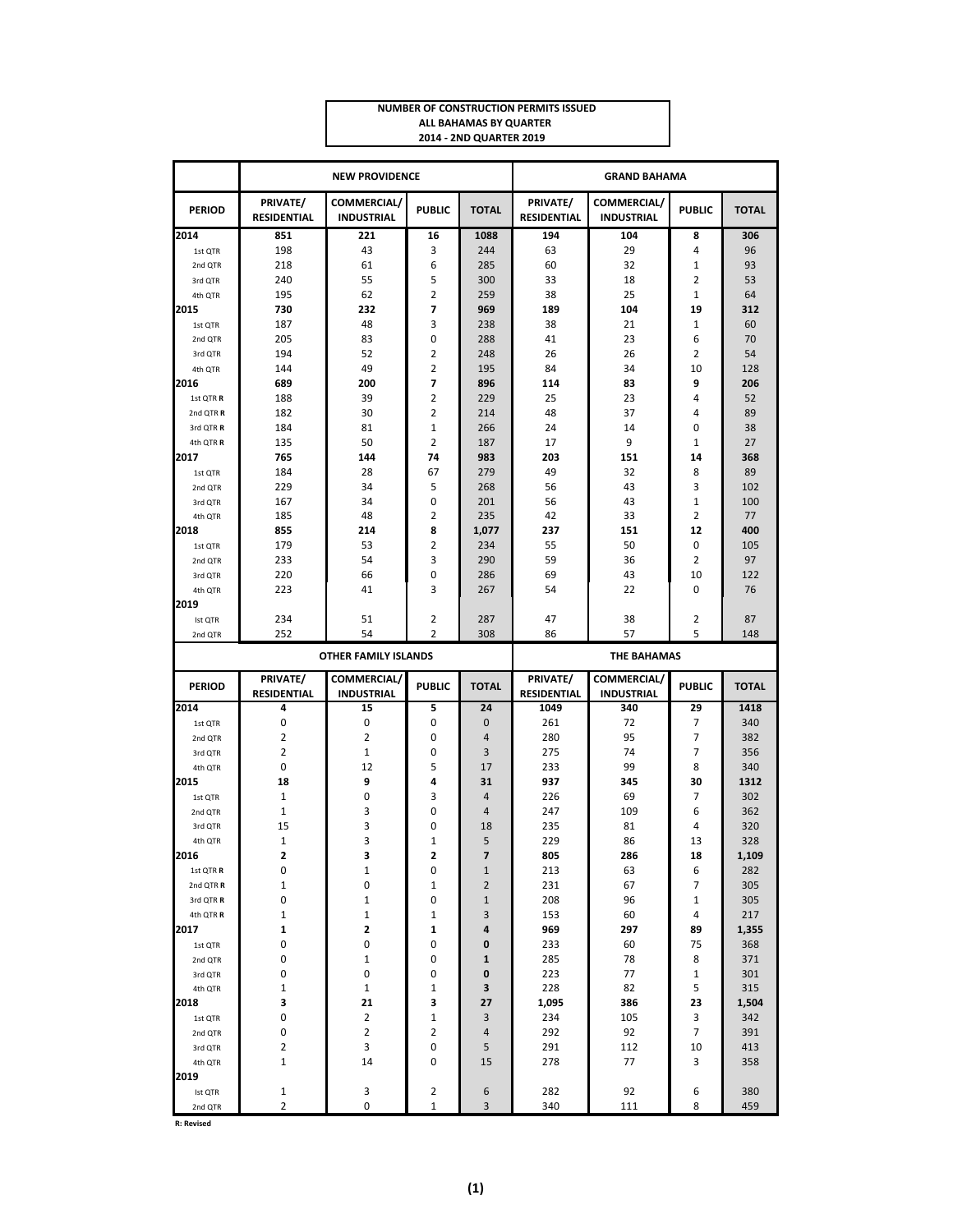**NUMBER OF CONSTRUCTION PERMITS ISSUED**
**ALL BAHAMAS BY QUARTER**
**2014 - 2ND QUARTER 2019**

| | NEW PROVIDENCE | | | | GRAND BAHAMA | | | |
|---|---|---|---|---|---|---|---|---|
| **PERIOD** | **PRIVATE/ RESIDENTIAL** | **COMMERCIAL/ INDUSTRIAL** | **PUBLIC** | **TOTAL** | **PRIVATE/ RESIDENTIAL** | **COMMERCIAL/ INDUSTRIAL** | **PUBLIC** | **TOTAL** |
| **2014** | **851** | **221** | **16** | **1088** | **194** | **104** | **8** | **306** |
| 1st QTR | 198 | 43 | 3 | 244 | 63 | 29 | 4 | 96 |
| 2nd QTR | 218 | 61 | 6 | 285 | 60 | 32 | 1 | 93 |
| 3rd QTR | 240 | 55 | 5 | 300 | 33 | 18 | 2 | 53 |
| 4th QTR | 195 | 62 | 2 | 259 | 38 | 25 | 1 | 64 |
| **2015** | **730** | **232** | **7** | **969** | **189** | **104** | **19** | **312** |
| 1st QTR | 187 | 48 | 3 | 238 | 38 | 21 | 1 | 60 |
| 2nd QTR | 205 | 83 | 0 | 288 | 41 | 23 | 6 | 70 |
| 3rd QTR | 194 | 52 | 2 | 248 | 26 | 26 | 2 | 54 |
| 4th QTR | 144 | 49 | 2 | 195 | 84 | 34 | 10 | 128 |
| **2016** | **689** | **200** | **7** | **896** | **114** | **83** | **9** | **206** |
| 1st QTR **R** | 188 | 39 | 2 | 229 | 25 | 23 | 4 | 52 |
| 2nd QTR **R** | 182 | 30 | 2 | 214 | 48 | 37 | 4 | 89 |
| 3rd QTR **R** | 184 | 81 | 1 | 266 | 24 | 14 | 0 | 38 |
| 4th QTR **R** | 135 | 50 | 2 | 187 | 17 | 9 | 1 | 27 |
| **2017** | **765** | **144** | **74** | **983** | **203** | **151** | **14** | **368** |
| 1st QTR | 184 | 28 | 67 | 279 | 49 | 32 | 8 | 89 |
| 2nd QTR | 229 | 34 | 5 | 268 | 56 | 43 | 3 | 102 |
| 3rd QTR | 167 | 34 | 0 | 201 | 56 | 43 | 1 | 100 |
| 4th QTR | 185 | 48 | 2 | 235 | 42 | 33 | 2 | 77 |
| **2018** | **855** | **214** | **8** | **1,077** | **237** | **151** | **12** | **400** |
| 1st QTR | 179 | 53 | 2 | 234 | 55 | 50 | 0 | 105 |
| 2nd QTR | 233 | 54 | 3 | 290 | 59 | 36 | 2 | 97 |
| 3rd QTR | 220 | 66 | 0 | 286 | 69 | 43 | 10 | 122 |
| 4th QTR | 223 | 41 | 3 | 267 | 54 | 22 | 0 | 76 |
| **2019** | | | | | | | | |
| Ist QTR | 234 | 51 | 2 | 287 | 47 | 38 | 2 | 87 |
| 2nd QTR | 252 | 54 | 2 | 308 | 86 | 57 | 5 | 148 |

| | OTHER FAMILY ISLANDS | | | | THE BAHAMAS | | | |
|---|---|---|---|---|---|---|---|---|
| **PERIOD** | **PRIVATE/ RESIDENTIAL** | **COMMERCIAL/ INDUSTRIAL** | **PUBLIC** | **TOTAL** | **PRIVATE/ RESIDENTIAL** | **COMMERCIAL/ INDUSTRIAL** | **PUBLIC** | **TOTAL** |
| **2014** | **4** | **15** | **5** | **24** | **1049** | **340** | **29** | **1418** |
| 1st QTR | 0 | 0 | 0 | 0 | 261 | 72 | 7 | 340 |
| 2nd QTR | 2 | 2 | 0 | 4 | 280 | 95 | 7 | 382 |
| 3rd QTR | 2 | 1 | 0 | 3 | 275 | 74 | 7 | 356 |
| 4th QTR | 0 | 12 | 5 | 17 | 233 | 99 | 8 | 340 |
| **2015** | **18** | **9** | **4** | **31** | **937** | **345** | **30** | **1312** |
| 1st QTR | 1 | 0 | 3 | 4 | 226 | 69 | 7 | 302 |
| 2nd QTR | 1 | 3 | 0 | 4 | 247 | 109 | 6 | 362 |
| 3rd QTR | 15 | 3 | 0 | 18 | 235 | 81 | 4 | 320 |
| 4th QTR | 1 | 3 | 1 | 5 | 229 | 86 | 13 | 328 |
| **2016** | **2** | **3** | **2** | **7** | **805** | **286** | **18** | **1,109** |
| 1st QTR **R** | 0 | 1 | 0 | 1 | 213 | 63 | 6 | 282 |
| 2nd QTR **R** | 1 | 0 | 1 | 2 | 231 | 67 | 7 | 305 |
| 3rd QTR **R** | 0 | 1 | 0 | 1 | 208 | 96 | 1 | 305 |
| 4th QTR **R** | 1 | 1 | 1 | 3 | 153 | 60 | 4 | 217 |
| **2017** | **1** | **2** | **1** | **4** | **969** | **297** | **89** | **1,355** |
| 1st QTR | 0 | 0 | 0 | **0** | 233 | 60 | 75 | 368 |
| 2nd QTR | 0 | 1 | 0 | **1** | 285 | 78 | 8 | 371 |
| 3rd QTR | 0 | 0 | 0 | **0** | 223 | 77 | 1 | 301 |
| 4th QTR | 1 | 1 | 1 | **3** | 228 | 82 | 5 | 315 |
| **2018** | **3** | **21** | **3** | **27** | **1,095** | **386** | **23** | **1,504** |
| 1st QTR | 0 | 2 | 1 | 3 | 234 | 105 | 3 | 342 |
| 2nd QTR | 0 | 2 | 2 | 4 | 292 | 92 | 7 | 391 |
| 3rd QTR | 2 | 3 | 0 | 5 | 291 | 112 | 10 | 413 |
| 4th QTR | 1 | 14 | 0 | 15 | 278 | 77 | 3 | 358 |
| **2019** | | | | | | | | |
| Ist QTR | 1 | 3 | 2 | 6 | 282 | 92 | 6 | 380 |
| 2nd QTR | 2 | 0 | 1 | 3 | 340 | 111 | 8 | 459 |

**R: Revised**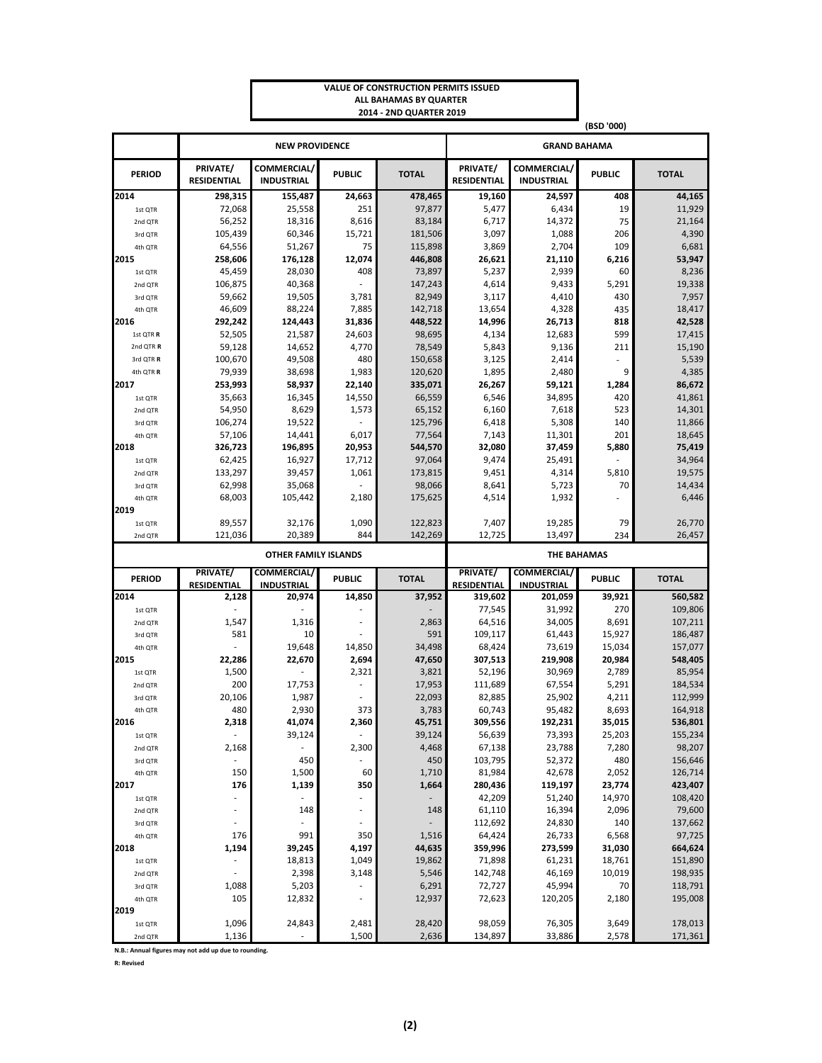**VALUE OF CONSTRUCTION PERMITS ISSUED**
**ALL BAHAMAS BY QUARTER**
**2014 - 2ND QUARTER 2019**

(BSD '000)

| | NEW PROVIDENCE | | | | GRAND BAHAMA | | | |
|---|---|---|---|---|---|---|---|---|
| PERIOD | PRIVATE/ RESIDENTIAL | COMMERCIAL/ INDUSTRIAL | PUBLIC | TOTAL | PRIVATE/ RESIDENTIAL | COMMERCIAL/ INDUSTRIAL | PUBLIC | TOTAL |
| **2014** | **298,315** | **155,487** | **24,663** | **478,465** | **19,160** | **24,597** | **408** | **44,165** |
| 1st QTR | 72,068 | 25,558 | 251 | 97,877 | 5,477 | 6,434 | 19 | 11,929 |
| 2nd QTR | 56,252 | 18,316 | 8,616 | 83,184 | 6,717 | 14,372 | 75 | 21,164 |
| 3rd QTR | 105,439 | 60,346 | 15,721 | 181,506 | 3,097 | 1,088 | 206 | 4,390 |
| 4th QTR | 64,556 | 51,267 | 75 | 115,898 | 3,869 | 2,704 | 109 | 6,681 |
| **2015** | **258,606** | **176,128** | **12,074** | **446,808** | **26,621** | **21,110** | **6,216** | **53,947** |
| 1st QTR | 45,459 | 28,030 | 408 | 73,897 | 5,237 | 2,939 | 60 | 8,236 |
| 2nd QTR | 106,875 | 40,368 | - | 147,243 | 4,614 | 9,433 | 5,291 | 19,338 |
| 3rd QTR | 59,662 | 19,505 | 3,781 | 82,949 | 3,117 | 4,410 | 430 | 7,957 |
| 4th QTR | 46,609 | 88,224 | 7,885 | 142,718 | 13,654 | 4,328 | 435 | 18,417 |
| **2016** | **292,242** | **124,443** | **31,836** | **448,522** | **14,996** | **26,713** | **818** | **42,528** |
| 1st QTR **R** | 52,505 | 21,587 | 24,603 | 98,695 | 4,134 | 12,683 | 599 | 17,415 |
| 2nd QTR **R** | 59,128 | 14,652 | 4,770 | 78,549 | 5,843 | 9,136 | 211 | 15,190 |
| 3rd QTR **R** | 100,670 | 49,508 | 480 | 150,658 | 3,125 | 2,414 | - | 5,539 |
| 4th QTR **R** | 79,939 | 38,698 | 1,983 | 120,620 | 1,895 | 2,480 | 9 | 4,385 |
| **2017** | **253,993** | **58,937** | **22,140** | **335,071** | **26,267** | **59,121** | **1,284** | **86,672** |
| 1st QTR | 35,663 | 16,345 | 14,550 | 66,559 | 6,546 | 34,895 | 420 | 41,861 |
| 2nd QTR | 54,950 | 8,629 | 1,573 | 65,152 | 6,160 | 7,618 | 523 | 14,301 |
| 3rd QTR | 106,274 | 19,522 | - | 125,796 | 6,418 | 5,308 | 140 | 11,866 |
| 4th QTR | 57,106 | 14,441 | 6,017 | 77,564 | 7,143 | 11,301 | 201 | 18,645 |
| **2018** | **326,723** | **196,895** | **20,953** | **544,570** | **32,080** | **37,459** | **5,880** | **75,419** |
| 1st QTR | 62,425 | 16,927 | 17,712 | 97,064 | 9,474 | 25,491 | - | 34,964 |
| 2nd QTR | 133,297 | 39,457 | 1,061 | 173,815 | 9,451 | 4,314 | 5,810 | 19,575 |
| 3rd QTR | 62,998 | 35,068 | - | 98,066 | 8,641 | 5,723 | 70 | 14,434 |
| 4th QTR | 68,003 | 105,442 | 2,180 | 175,625 | 4,514 | 1,932 | - | 6,446 |
| **2019** | | | | | | | | |
| 1st QTR | 89,557 | 32,176 | 1,090 | 122,823 | 7,407 | 19,285 | 79 | 26,770 |
| 2nd QTR | 121,036 | 20,389 | 844 | 142,269 | 12,725 | 13,497 | 234 | 26,457 |

| | OTHER FAMILY ISLANDS | | | | THE BAHAMAS | | | |
|---|---|---|---|---|---|---|---|---|
| PERIOD | PRIVATE/ RESIDENTIAL | COMMERCIAL/ INDUSTRIAL | PUBLIC | TOTAL | PRIVATE/ RESIDENTIAL | COMMERCIAL/ INDUSTRIAL | PUBLIC | TOTAL |
| **2014** | **2,128** | **20,974** | **14,850** | **37,952** | **319,602** | **201,059** | **39,921** | **560,582** |
| 1st QTR | - | - | - | - | 77,545 | 31,992 | 270 | 109,806 |
| 2nd QTR | 1,547 | 1,316 | - | 2,863 | 64,516 | 34,005 | 8,691 | 107,211 |
| 3rd QTR | 581 | 10 | - | 591 | 109,117 | 61,443 | 15,927 | 186,487 |
| 4th QTR | - | 19,648 | 14,850 | 34,498 | 68,424 | 73,619 | 15,034 | 157,077 |
| **2015** | **22,286** | **22,670** | **2,694** | **47,650** | **307,513** | **219,908** | **20,984** | **548,405** |
| 1st QTR | 1,500 | - | 2,321 | 3,821 | 52,196 | 30,969 | 2,789 | 85,954 |
| 2nd QTR | 200 | 17,753 | - | 17,953 | 111,689 | 67,554 | 5,291 | 184,534 |
| 3rd QTR | 20,106 | 1,987 | - | 22,093 | 82,885 | 25,902 | 4,211 | 112,999 |
| 4th QTR | 480 | 2,930 | 373 | 3,783 | 60,743 | 95,482 | 8,693 | 164,918 |
| **2016** | **2,318** | **41,074** | **2,360** | **45,751** | **309,556** | **192,231** | **35,015** | **536,801** |
| 1st QTR | - | 39,124 | - | 39,124 | 56,639 | 73,393 | 25,203 | 155,234 |
| 2nd QTR | 2,168 | - | 2,300 | 4,468 | 67,138 | 23,788 | 7,280 | 98,207 |
| 3rd QTR | - | 450 | - | 450 | 103,795 | 52,372 | 480 | 156,646 |
| 4th QTR | 150 | 1,500 | 60 | 1,710 | 81,984 | 42,678 | 2,052 | 126,714 |
| **2017** | **176** | **1,139** | **350** | **1,664** | **280,436** | **119,197** | **23,774** | **423,407** |
| 1st QTR | - | - | - | - | 42,209 | 51,240 | 14,970 | 108,420 |
| 2nd QTR | - | 148 | - | 148 | 61,110 | 16,394 | 2,096 | 79,600 |
| 3rd QTR | - | - | - | - | 112,692 | 24,830 | 140 | 137,662 |
| 4th QTR | 176 | 991 | 350 | 1,516 | 64,424 | 26,733 | 6,568 | 97,725 |
| **2018** | **1,194** | **39,245** | **4,197** | **44,635** | **359,996** | **273,599** | **31,030** | **664,624** |
| 1st QTR | - | 18,813 | 1,049 | 19,862 | 71,898 | 61,231 | 18,761 | 151,890 |
| 2nd QTR | - | 2,398 | 3,148 | 5,546 | 142,748 | 46,169 | 10,019 | 198,935 |
| 3rd QTR | 1,088 | 5,203 | - | 6,291 | 72,727 | 45,994 | 70 | 118,791 |
| 4th QTR | 105 | 12,832 | - | 12,937 | 72,623 | 120,205 | 2,180 | 195,008 |
| **2019** | | | | | | | | |
| 1st QTR | 1,096 | 24,843 | 2,481 | 28,420 | 98,059 | 76,305 | 3,649 | 178,013 |
| 2nd QTR | 1,136 | - | 1,500 | 2,636 | 134,897 | 33,886 | 2,578 | 171,361 |

**N.B.: Annual figures may not add up due to rounding.**

**R: Revised**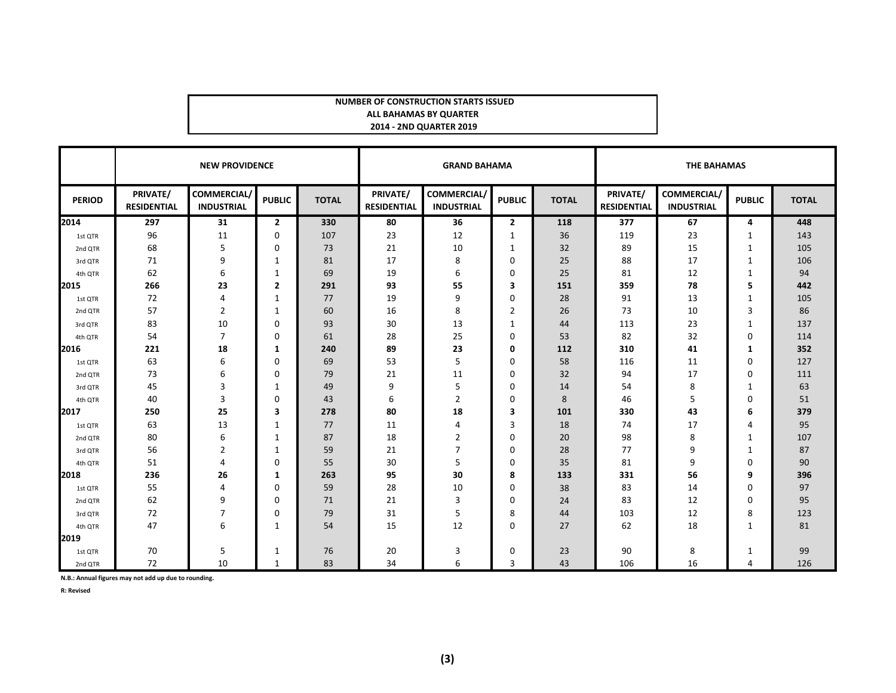**NUMBER OF CONSTRUCTION STARTS ISSUED**
**ALL BAHAMAS BY QUARTER**
**2014 - 2ND QUARTER 2019**

| | NEW PROVIDENCE | | | | GRAND BAHAMA | | | | THE BAHAMAS | | | |
|---|---|---|---|---|---|---|---|---|---|---|---|---|
| PERIOD | PRIVATE/ RESIDENTIAL | COMMERCIAL/ INDUSTRIAL | PUBLIC | TOTAL | PRIVATE/ RESIDENTIAL | COMMERCIAL/ INDUSTRIAL | PUBLIC | TOTAL | PRIVATE/ RESIDENTIAL | COMMERCIAL/ INDUSTRIAL | PUBLIC | TOTAL |
| **2014** | **297** | **31** | **2** | **330** | **80** | **36** | **2** | **118** | **377** | **67** | **4** | **448** |
| 1st QTR | 96 | 11 | 0 | 107 | 23 | 12 | 1 | 36 | 119 | 23 | 1 | 143 |
| 2nd QTR | 68 | 5 | 0 | 73 | 21 | 10 | 1 | 32 | 89 | 15 | 1 | 105 |
| 3rd QTR | 71 | 9 | 1 | 81 | 17 | 8 | 0 | 25 | 88 | 17 | 1 | 106 |
| 4th QTR | 62 | 6 | 1 | 69 | 19 | 6 | 0 | 25 | 81 | 12 | 1 | 94 |
| **2015** | **266** | **23** | **2** | **291** | **93** | **55** | **3** | **151** | **359** | **78** | **5** | **442** |
| 1st QTR | 72 | 4 | 1 | 77 | 19 | 9 | 0 | 28 | 91 | 13 | 1 | 105 |
| 2nd QTR | 57 | 2 | 1 | 60 | 16 | 8 | 2 | 26 | 73 | 10 | 3 | 86 |
| 3rd QTR | 83 | 10 | 0 | 93 | 30 | 13 | 1 | 44 | 113 | 23 | 1 | 137 |
| 4th QTR | 54 | 7 | 0 | 61 | 28 | 25 | 0 | 53 | 82 | 32 | 0 | 114 |
| **2016** | **221** | **18** | **1** | **240** | **89** | **23** | **0** | **112** | **310** | **41** | **1** | **352** |
| 1st QTR | 63 | 6 | 0 | 69 | 53 | 5 | 0 | 58 | 116 | 11 | 0 | 127 |
| 2nd QTR | 73 | 6 | 0 | 79 | 21 | 11 | 0 | 32 | 94 | 17 | 0 | 111 |
| 3rd QTR | 45 | 3 | 1 | 49 | 9 | 5 | 0 | 14 | 54 | 8 | 1 | 63 |
| 4th QTR | 40 | 3 | 0 | 43 | 6 | 2 | 0 | 8 | 46 | 5 | 0 | 51 |
| **2017** | **250** | **25** | **3** | **278** | **80** | **18** | **3** | **101** | **330** | **43** | **6** | **379** |
| 1st QTR | 63 | 13 | 1 | 77 | 11 | 4 | 3 | 18 | 74 | 17 | 4 | 95 |
| 2nd QTR | 80 | 6 | 1 | 87 | 18 | 2 | 0 | 20 | 98 | 8 | 1 | 107 |
| 3rd QTR | 56 | 2 | 1 | 59 | 21 | 7 | 0 | 28 | 77 | 9 | 1 | 87 |
| 4th QTR | 51 | 4 | 0 | 55 | 30 | 5 | 0 | 35 | 81 | 9 | 0 | 90 |
| **2018** | **236** | **26** | **1** | **263** | **95** | **30** | **8** | **133** | **331** | **56** | **9** | **396** |
| 1st QTR | 55 | 4 | 0 | 59 | 28 | 10 | 0 | 38 | 83 | 14 | 0 | 97 |
| 2nd QTR | 62 | 9 | 0 | 71 | 21 | 3 | 0 | 24 | 83 | 12 | 0 | 95 |
| 3rd QTR | 72 | 7 | 0 | 79 | 31 | 5 | 8 | 44 | 103 | 12 | 8 | 123 |
| 4th QTR | 47 | 6 | 1 | 54 | 15 | 12 | 0 | 27 | 62 | 18 | 1 | 81 |
| **2019** | | | | | | | | | | | | |
| 1st QTR | 70 | 5 | 1 | 76 | 20 | 3 | 0 | 23 | 90 | 8 | 1 | 99 |
| 2nd QTR | 72 | 10 | 1 | 83 | 34 | 6 | 3 | 43 | 106 | 16 | 4 | 126 |

**N.B.: Annual figures may not add up due to rounding.**

**R: Revised**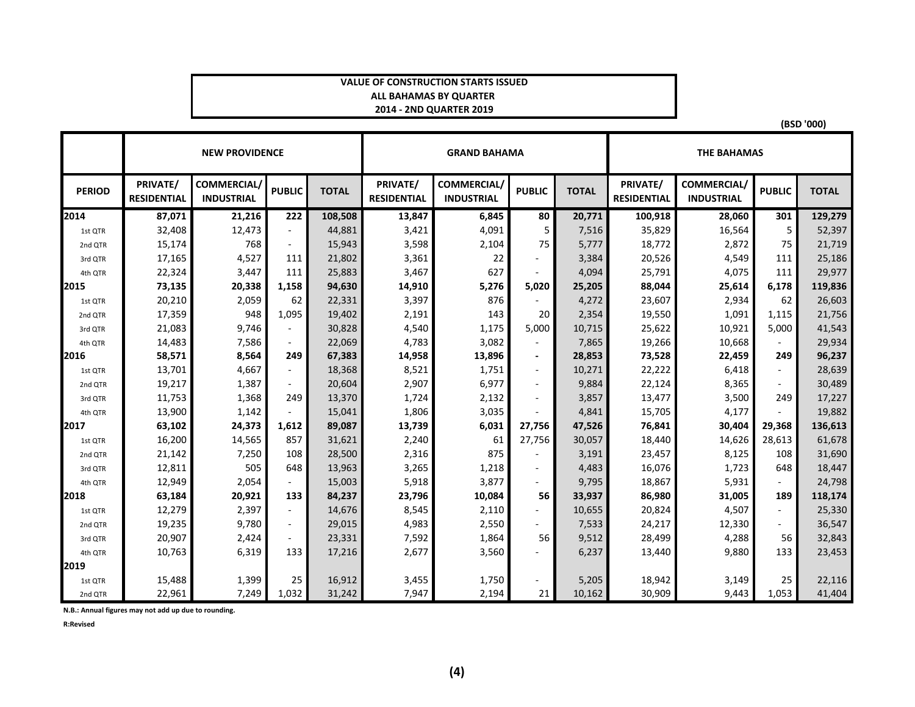**VALUE OF CONSTRUCTION STARTS ISSUED**
**ALL BAHAMAS BY QUARTER**
**2014 - 2ND QUARTER 2019**

(BSD '000)

| | NEW PROVIDENCE | | | | GRAND BAHAMA | | | | THE BAHAMAS | | | |
|---|---|---|---|---|---|---|---|---|---|---|---|---|
| **PERIOD** | **PRIVATE/ RESIDENTIAL** | **COMMERCIAL/ INDUSTRIAL** | **PUBLIC** | **TOTAL** | **PRIVATE/ RESIDENTIAL** | **COMMERCIAL/ INDUSTRIAL** | **PUBLIC** | **TOTAL** | **PRIVATE/ RESIDENTIAL** | **COMMERCIAL/ INDUSTRIAL** | **PUBLIC** | **TOTAL** |
| **2014** | **87,071** | **21,216** | **222** | **108,508** | **13,847** | **6,845** | **80** | **20,771** | **100,918** | **28,060** | **301** | **129,279** |
| 1st QTR | 32,408 | 12,473 | - | 44,881 | 3,421 | 4,091 | 5 | 7,516 | 35,829 | 16,564 | 5 | 52,397 |
| 2nd QTR | 15,174 | 768 | - | 15,943 | 3,598 | 2,104 | 75 | 5,777 | 18,772 | 2,872 | 75 | 21,719 |
| 3rd QTR | 17,165 | 4,527 | 111 | 21,802 | 3,361 | 22 | - | 3,384 | 20,526 | 4,549 | 111 | 25,186 |
| 4th QTR | 22,324 | 3,447 | 111 | 25,883 | 3,467 | 627 | - | 4,094 | 25,791 | 4,075 | 111 | 29,977 |
| **2015** | **73,135** | **20,338** | **1,158** | **94,630** | **14,910** | **5,276** | **5,020** | **25,205** | **88,044** | **25,614** | **6,178** | **119,836** |
| 1st QTR | 20,210 | 2,059 | 62 | 22,331 | 3,397 | 876 | - | 4,272 | 23,607 | 2,934 | 62 | 26,603 |
| 2nd QTR | 17,359 | 948 | 1,095 | 19,402 | 2,191 | 143 | 20 | 2,354 | 19,550 | 1,091 | 1,115 | 21,756 |
| 3rd QTR | 21,083 | 9,746 | - | 30,828 | 4,540 | 1,175 | 5,000 | 10,715 | 25,622 | 10,921 | 5,000 | 41,543 |
| 4th QTR | 14,483 | 7,586 | - | 22,069 | 4,783 | 3,082 | - | 7,865 | 19,266 | 10,668 | - | 29,934 |
| **2016** | **58,571** | **8,564** | **249** | **67,383** | **14,958** | **13,896** | **-** | **28,853** | **73,528** | **22,459** | **249** | **96,237** |
| 1st QTR | 13,701 | 4,667 | - | 18,368 | 8,521 | 1,751 | - | 10,271 | 22,222 | 6,418 | - | 28,639 |
| 2nd QTR | 19,217 | 1,387 | - | 20,604 | 2,907 | 6,977 | - | 9,884 | 22,124 | 8,365 | - | 30,489 |
| 3rd QTR | 11,753 | 1,368 | 249 | 13,370 | 1,724 | 2,132 | - | 3,857 | 13,477 | 3,500 | 249 | 17,227 |
| 4th QTR | 13,900 | 1,142 | - | 15,041 | 1,806 | 3,035 | - | 4,841 | 15,705 | 4,177 | - | 19,882 |
| **2017** | **63,102** | **24,373** | **1,612** | **89,087** | **13,739** | **6,031** | **27,756** | **47,526** | **76,841** | **30,404** | **29,368** | **136,613** |
| 1st QTR | 16,200 | 14,565 | 857 | 31,621 | 2,240 | 61 | 27,756 | 30,057 | 18,440 | 14,626 | 28,613 | 61,678 |
| 2nd QTR | 21,142 | 7,250 | 108 | 28,500 | 2,316 | 875 | - | 3,191 | 23,457 | 8,125 | 108 | 31,690 |
| 3rd QTR | 12,811 | 505 | 648 | 13,963 | 3,265 | 1,218 | - | 4,483 | 16,076 | 1,723 | 648 | 18,447 |
| 4th QTR | 12,949 | 2,054 | - | 15,003 | 5,918 | 3,877 | - | 9,795 | 18,867 | 5,931 | - | 24,798 |
| **2018** | **63,184** | **20,921** | **133** | **84,237** | **23,796** | **10,084** | **56** | **33,937** | **86,980** | **31,005** | **189** | **118,174** |
| 1st QTR | 12,279 | 2,397 | - | 14,676 | 8,545 | 2,110 | - | 10,655 | 20,824 | 4,507 | - | 25,330 |
| 2nd QTR | 19,235 | 9,780 | - | 29,015 | 4,983 | 2,550 | - | 7,533 | 24,217 | 12,330 | - | 36,547 |
| 3rd QTR | 20,907 | 2,424 | - | 23,331 | 7,592 | 1,864 | 56 | 9,512 | 28,499 | 4,288 | 56 | 32,843 |
| 4th QTR | 10,763 | 6,319 | 133 | 17,216 | 2,677 | 3,560 | - | 6,237 | 13,440 | 9,880 | 133 | 23,453 |
| **2019** | | | | | | | | | | | | |
| 1st QTR | 15,488 | 1,399 | 25 | 16,912 | 3,455 | 1,750 | - | 5,205 | 18,942 | 3,149 | 25 | 22,116 |
| 2nd QTR | 22,961 | 7,249 | 1,032 | 31,242 | 7,947 | 2,194 | 21 | 10,162 | 30,909 | 9,443 | 1,053 | 41,404 |

**N.B.: Annual figures may not add up due to rounding.**

**R:Revised**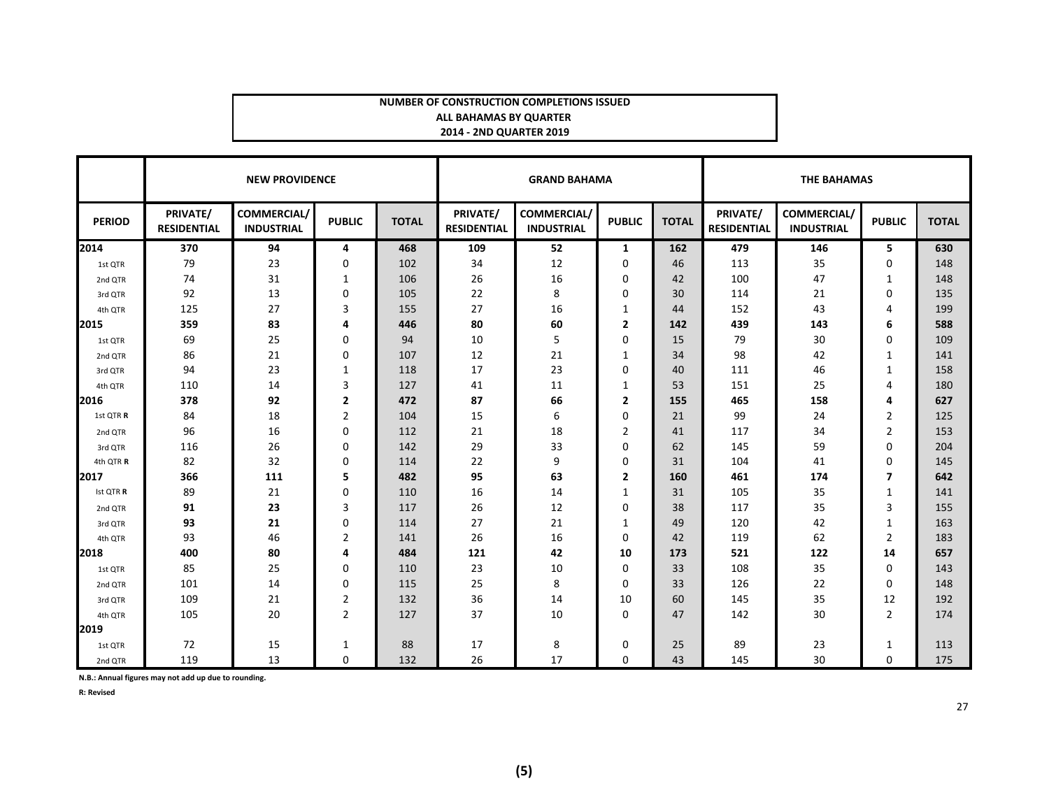**NUMBER OF CONSTRUCTION COMPLETIONS ISSUED**
**ALL BAHAMAS BY QUARTER**
**2014 - 2ND QUARTER 2019**

| | NEW PROVIDENCE | | | | GRAND BAHAMA | | | | THE BAHAMAS | | | |
|---|---|---|---|---|---|---|---|---|---|---|---|---|
| **PERIOD** | **PRIVATE/ RESIDENTIAL** | **COMMERCIAL/ INDUSTRIAL** | **PUBLIC** | **TOTAL** | **PRIVATE/ RESIDENTIAL** | **COMMERCIAL/ INDUSTRIAL** | **PUBLIC** | **TOTAL** | **PRIVATE/ RESIDENTIAL** | **COMMERCIAL/ INDUSTRIAL** | **PUBLIC** | **TOTAL** |
| **2014** | **370** | **94** | **4** | **468** | **109** | **52** | **1** | **162** | **479** | **146** | **5** | **630** |
| 1st QTR | 79 | 23 | 0 | 102 | 34 | 12 | 0 | 46 | 113 | 35 | 0 | 148 |
| 2nd QTR | 74 | 31 | 1 | 106 | 26 | 16 | 0 | 42 | 100 | 47 | 1 | 148 |
| 3rd QTR | 92 | 13 | 0 | 105 | 22 | 8 | 0 | 30 | 114 | 21 | 0 | 135 |
| 4th QTR | 125 | 27 | 3 | 155 | 27 | 16 | 1 | 44 | 152 | 43 | 4 | 199 |
| **2015** | **359** | **83** | **4** | **446** | **80** | **60** | **2** | **142** | **439** | **143** | **6** | **588** |
| 1st QTR | 69 | 25 | 0 | 94 | 10 | 5 | 0 | 15 | 79 | 30 | 0 | 109 |
| 2nd QTR | 86 | 21 | 0 | 107 | 12 | 21 | 1 | 34 | 98 | 42 | 1 | 141 |
| 3rd QTR | 94 | 23 | 1 | 118 | 17 | 23 | 0 | 40 | 111 | 46 | 1 | 158 |
| 4th QTR | 110 | 14 | 3 | 127 | 41 | 11 | 1 | 53 | 151 | 25 | 4 | 180 |
| **2016** | **378** | **92** | **2** | **472** | **87** | **66** | **2** | **155** | **465** | **158** | **4** | **627** |
| 1st QTR **R** | 84 | 18 | 2 | 104 | 15 | 6 | 0 | 21 | 99 | 24 | 2 | 125 |
| 2nd QTR | 96 | 16 | 0 | 112 | 21 | 18 | 2 | 41 | 117 | 34 | 2 | 153 |
| 3rd QTR | 116 | 26 | 0 | 142 | 29 | 33 | 0 | 62 | 145 | 59 | 0 | 204 |
| 4th QTR **R** | 82 | 32 | 0 | 114 | 22 | 9 | 0 | 31 | 104 | 41 | 0 | 145 |
| **2017** | **366** | **111** | **5** | **482** | **95** | **63** | **2** | **160** | **461** | **174** | **7** | **642** |
| Ist QTR **R** | 89 | 21 | 0 | 110 | 16 | 14 | 1 | 31 | 105 | 35 | 1 | 141 |
| 2nd QTR | **91** | **23** | 3 | 117 | 26 | 12 | 0 | 38 | 117 | 35 | 3 | 155 |
| 3rd QTR | **93** | **21** | 0 | 114 | 27 | 21 | 1 | 49 | 120 | 42 | 1 | 163 |
| 4th QTR | 93 | 46 | 2 | 141 | 26 | 16 | 0 | 42 | 119 | 62 | 2 | 183 |
| **2018** | **400** | **80** | **4** | **484** | **121** | **42** | **10** | **173** | **521** | **122** | **14** | **657** |
| 1st QTR | 85 | 25 | 0 | 110 | 23 | 10 | 0 | 33 | 108 | 35 | 0 | 143 |
| 2nd QTR | 101 | 14 | 0 | 115 | 25 | 8 | 0 | 33 | 126 | 22 | 0 | 148 |
| 3rd QTR | 109 | 21 | 2 | 132 | 36 | 14 | 10 | 60 | 145 | 35 | 12 | 192 |
| 4th QTR | 105 | 20 | 2 | 127 | 37 | 10 | 0 | 47 | 142 | 30 | 2 | 174 |
| **2019** | | | | | | | | | | | | |
| 1st QTR | 72 | 15 | 1 | 88 | 17 | 8 | 0 | 25 | 89 | 23 | 1 | 113 |
| 2nd QTR | 119 | 13 | 0 | 132 | 26 | 17 | 0 | 43 | 145 | 30 | 0 | 175 |

**N.B.: Annual figures may not add up due to rounding.**

**R: Revised**

**(5)**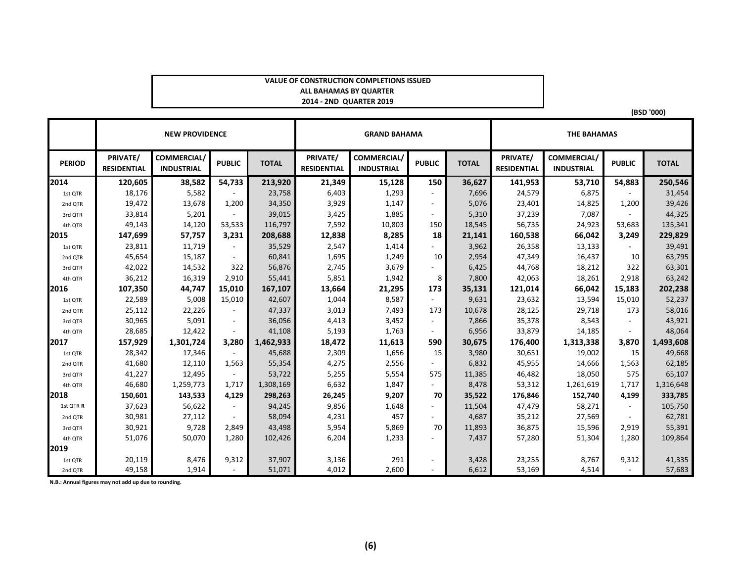**VALUE OF CONSTRUCTION COMPLETIONS ISSUED**
**ALL BAHAMAS BY QUARTER**
**2014 - 2ND QUARTER 2019**

(BSD '000)

| | NEW PROVIDENCE | | | | GRAND BAHAMA | | | | THE BAHAMAS | | | |
|---|---|---|---|---|---|---|---|---|---|---|---|---|
| PERIOD | PRIVATE/ RESIDENTIAL | COMMERCIAL/ INDUSTRIAL | PUBLIC | TOTAL | PRIVATE/ RESIDENTIAL | COMMERCIAL/ INDUSTRIAL | PUBLIC | TOTAL | PRIVATE/ RESIDENTIAL | COMMERCIAL/ INDUSTRIAL | PUBLIC | TOTAL |
| **2014** | **120,605** | **38,582** | **54,733** | **213,920** | **21,349** | **15,128** | **150** | **36,627** | **141,953** | **53,710** | **54,883** | **250,546** |
| 1st QTR | 18,176 | 5,582 | - | 23,758 | 6,403 | 1,293 | - | 7,696 | 24,579 | 6,875 | - | 31,454 |
| 2nd QTR | 19,472 | 13,678 | 1,200 | 34,350 | 3,929 | 1,147 | - | 5,076 | 23,401 | 14,825 | 1,200 | 39,426 |
| 3rd QTR | 33,814 | 5,201 | - | 39,015 | 3,425 | 1,885 | - | 5,310 | 37,239 | 7,087 | - | 44,325 |
| 4th QTR | 49,143 | 14,120 | 53,533 | 116,797 | 7,592 | 10,803 | 150 | 18,545 | 56,735 | 24,923 | 53,683 | 135,341 |
| **2015** | **147,699** | **57,757** | **3,231** | **208,688** | **12,838** | **8,285** | **18** | **21,141** | **160,538** | **66,042** | **3,249** | **229,829** |
| 1st QTR | 23,811 | 11,719 | - | 35,529 | 2,547 | 1,414 | - | 3,962 | 26,358 | 13,133 | - | 39,491 |
| 2nd QTR | 45,654 | 15,187 | - | 60,841 | 1,695 | 1,249 | 10 | 2,954 | 47,349 | 16,437 | 10 | 63,795 |
| 3rd QTR | 42,022 | 14,532 | 322 | 56,876 | 2,745 | 3,679 | - | 6,425 | 44,768 | 18,212 | 322 | 63,301 |
| 4th QTR | 36,212 | 16,319 | 2,910 | 55,441 | 5,851 | 1,942 | 8 | 7,800 | 42,063 | 18,261 | 2,918 | 63,242 |
| **2016** | **107,350** | **44,747** | **15,010** | **167,107** | **13,664** | **21,295** | **173** | **35,131** | **121,014** | **66,042** | **15,183** | **202,238** |
| 1st QTR | 22,589 | 5,008 | 15,010 | 42,607 | 1,044 | 8,587 | - | 9,631 | 23,632 | 13,594 | 15,010 | 52,237 |
| 2nd QTR | 25,112 | 22,226 | - | 47,337 | 3,013 | 7,493 | 173 | 10,678 | 28,125 | 29,718 | 173 | 58,016 |
| 3rd QTR | 30,965 | 5,091 | - | 36,056 | 4,413 | 3,452 | - | 7,866 | 35,378 | 8,543 | - | 43,921 |
| 4th QTR | 28,685 | 12,422 | - | 41,108 | 5,193 | 1,763 | - | 6,956 | 33,879 | 14,185 | - | 48,064 |
| **2017** | **157,929** | **1,301,724** | **3,280** | **1,462,933** | **18,472** | **11,613** | **590** | **30,675** | **176,400** | **1,313,338** | **3,870** | **1,493,608** |
| 1st QTR | 28,342 | 17,346 | - | 45,688 | 2,309 | 1,656 | 15 | 3,980 | 30,651 | 19,002 | 15 | 49,668 |
| 2nd QTR | 41,680 | 12,110 | 1,563 | 55,354 | 4,275 | 2,556 | - | 6,832 | 45,955 | 14,666 | 1,563 | 62,185 |
| 3rd QTR | 41,227 | 12,495 | - | 53,722 | 5,255 | 5,554 | 575 | 11,385 | 46,482 | 18,050 | 575 | 65,107 |
| 4th QTR | 46,680 | 1,259,773 | 1,717 | 1,308,169 | 6,632 | 1,847 | - | 8,478 | 53,312 | 1,261,619 | 1,717 | 1,316,648 |
| **2018** | **150,601** | **143,533** | **4,129** | **298,263** | **26,245** | **9,207** | **70** | **35,522** | **176,846** | **152,740** | **4,199** | **333,785** |
| 1st QTR **R** | 37,623 | 56,622 | - | 94,245 | 9,856 | 1,648 | - | 11,504 | 47,479 | 58,271 | - | 105,750 |
| 2nd QTR | 30,981 | 27,112 | - | 58,094 | 4,231 | 457 | - | 4,687 | 35,212 | 27,569 | - | 62,781 |
| 3rd QTR | 30,921 | 9,728 | 2,849 | 43,498 | 5,954 | 5,869 | 70 | 11,893 | 36,875 | 15,596 | 2,919 | 55,391 |
| 4th QTR | 51,076 | 50,070 | 1,280 | 102,426 | 6,204 | 1,233 | - | 7,437 | 57,280 | 51,304 | 1,280 | 109,864 |
| **2019** | | | | | | | | | | | | |
| 1st QTR | 20,119 | 8,476 | 9,312 | 37,907 | 3,136 | 291 | - | 3,428 | 23,255 | 8,767 | 9,312 | 41,335 |
| 2nd QTR | 49,158 | 1,914 | - | 51,071 | 4,012 | 2,600 | - | 6,612 | 53,169 | 4,514 | - | 57,683 |

**N.B.: Annual figures may not add up due to rounding.**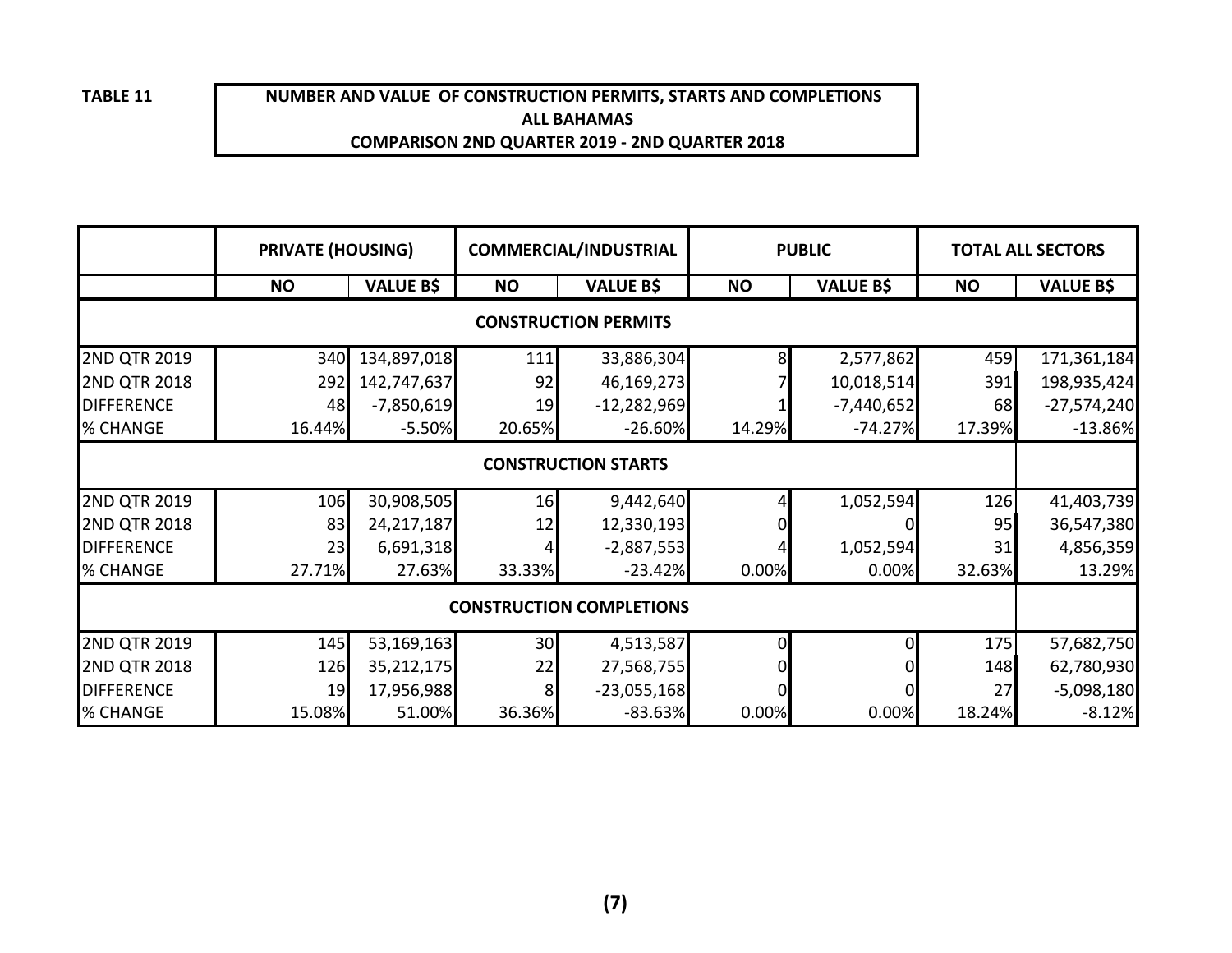**TABLE 11**

**NUMBER AND VALUE OF CONSTRUCTION PERMITS, STARTS AND COMPLETIONS**
**ALL BAHAMAS**
**COMPARISON 2ND QUARTER 2019 - 2ND QUARTER 2018**

| | PRIVATE (HOUSING) | | COMMERCIAL/INDUSTRIAL | | PUBLIC | | TOTAL ALL SECTORS | |
|---|---|---|---|---|---|---|---|---|
| | NO | VALUE B$ | NO | VALUE B$ | NO | VALUE B$ | NO | VALUE B$ |
| **CONSTRUCTION PERMITS** | | | | | | | | |
| 2ND QTR 2019 | 340 | 134,897,018 | 111 | 33,886,304 | 8 | 2,577,862 | 459 | 171,361,184 |
| 2ND QTR 2018 | 292 | 142,747,637 | 92 | 46,169,273 | 7 | 10,018,514 | 391 | 198,935,424 |
| DIFFERENCE | 48 | -7,850,619 | 19 | -12,282,969 | 1 | -7,440,652 | 68 | -27,574,240 |
| % CHANGE | 16.44% | -5.50% | 20.65% | -26.60% | 14.29% | -74.27% | 17.39% | -13.86% |
| **CONSTRUCTION STARTS** | | | | | | | | |
| 2ND QTR 2019 | 106 | 30,908,505 | 16 | 9,442,640 | 4 | 1,052,594 | 126 | 41,403,739 |
| 2ND QTR 2018 | 83 | 24,217,187 | 12 | 12,330,193 | 0 | 0 | 95 | 36,547,380 |
| DIFFERENCE | 23 | 6,691,318 | 4 | -2,887,553 | 4 | 1,052,594 | 31 | 4,856,359 |
| % CHANGE | 27.71% | 27.63% | 33.33% | -23.42% | 0.00% | 0.00% | 32.63% | 13.29% |
| **CONSTRUCTION COMPLETIONS** | | | | | | | | |
| 2ND QTR 2019 | 145 | 53,169,163 | 30 | 4,513,587 | 0 | 0 | 175 | 57,682,750 |
| 2ND QTR 2018 | 126 | 35,212,175 | 22 | 27,568,755 | 0 | 0 | 148 | 62,780,930 |
| DIFFERENCE | 19 | 17,956,988 | 8 | -23,055,168 | 0 | 0 | 27 | -5,098,180 |
| % CHANGE | 15.08% | 51.00% | 36.36% | -83.63% | 0.00% | 0.00% | 18.24% | -8.12% |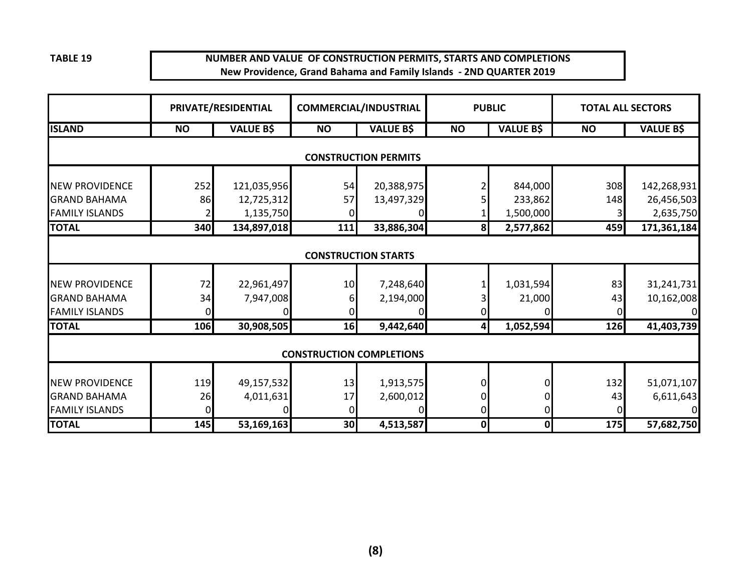**TABLE 19**

**NUMBER AND VALUE OF CONSTRUCTION PERMITS, STARTS AND COMPLETIONS**
**New Providence, Grand Bahama and Family Islands - 2ND QUARTER 2019**

| | PRIVATE/RESIDENTIAL | | COMMERCIAL/INDUSTRIAL | | PUBLIC | | TOTAL ALL SECTORS | |
|---|---|---|---|---|---|---|---|---|
| **ISLAND** | **NO** | **VALUE B$** | **NO** | **VALUE B$** | **NO** | **VALUE B$** | **NO** | **VALUE B$** |
| **CONSTRUCTION PERMITS** | | | | | | | | |
| NEW PROVIDENCE | 252 | 121,035,956 | 54 | 20,388,975 | 2 | 844,000 | 308 | 142,268,931 |
| GRAND BAHAMA | 86 | 12,725,312 | 57 | 13,497,329 | 5 | 233,862 | 148 | 26,456,503 |
| FAMILY ISLANDS | 2 | 1,135,750 | 0 | 0 | 1 | 1,500,000 | 3 | 2,635,750 |
| **TOTAL** | **340** | **134,897,018** | **111** | **33,886,304** | **8** | **2,577,862** | **459** | **171,361,184** |
| **CONSTRUCTION STARTS** | | | | | | | | |
| NEW PROVIDENCE | 72 | 22,961,497 | 10 | 7,248,640 | 1 | 1,031,594 | 83 | 31,241,731 |
| GRAND BAHAMA | 34 | 7,947,008 | 6 | 2,194,000 | 3 | 21,000 | 43 | 10,162,008 |
| FAMILY ISLANDS | 0 | 0 | 0 | 0 | 0 | 0 | 0 | 0 |
| **TOTAL** | **106** | **30,908,505** | **16** | **9,442,640** | **4** | **1,052,594** | **126** | **41,403,739** |
| **CONSTRUCTION COMPLETIONS** | | | | | | | | |
| NEW PROVIDENCE | 119 | 49,157,532 | 13 | 1,913,575 | 0 | 0 | 132 | 51,071,107 |
| GRAND BAHAMA | 26 | 4,011,631 | 17 | 2,600,012 | 0 | 0 | 43 | 6,611,643 |
| FAMILY ISLANDS | 0 | 0 | 0 | 0 | 0 | 0 | 0 | 0 |
| **TOTAL** | **145** | **53,169,163** | **30** | **4,513,587** | **0** | **0** | **175** | **57,682,750** |